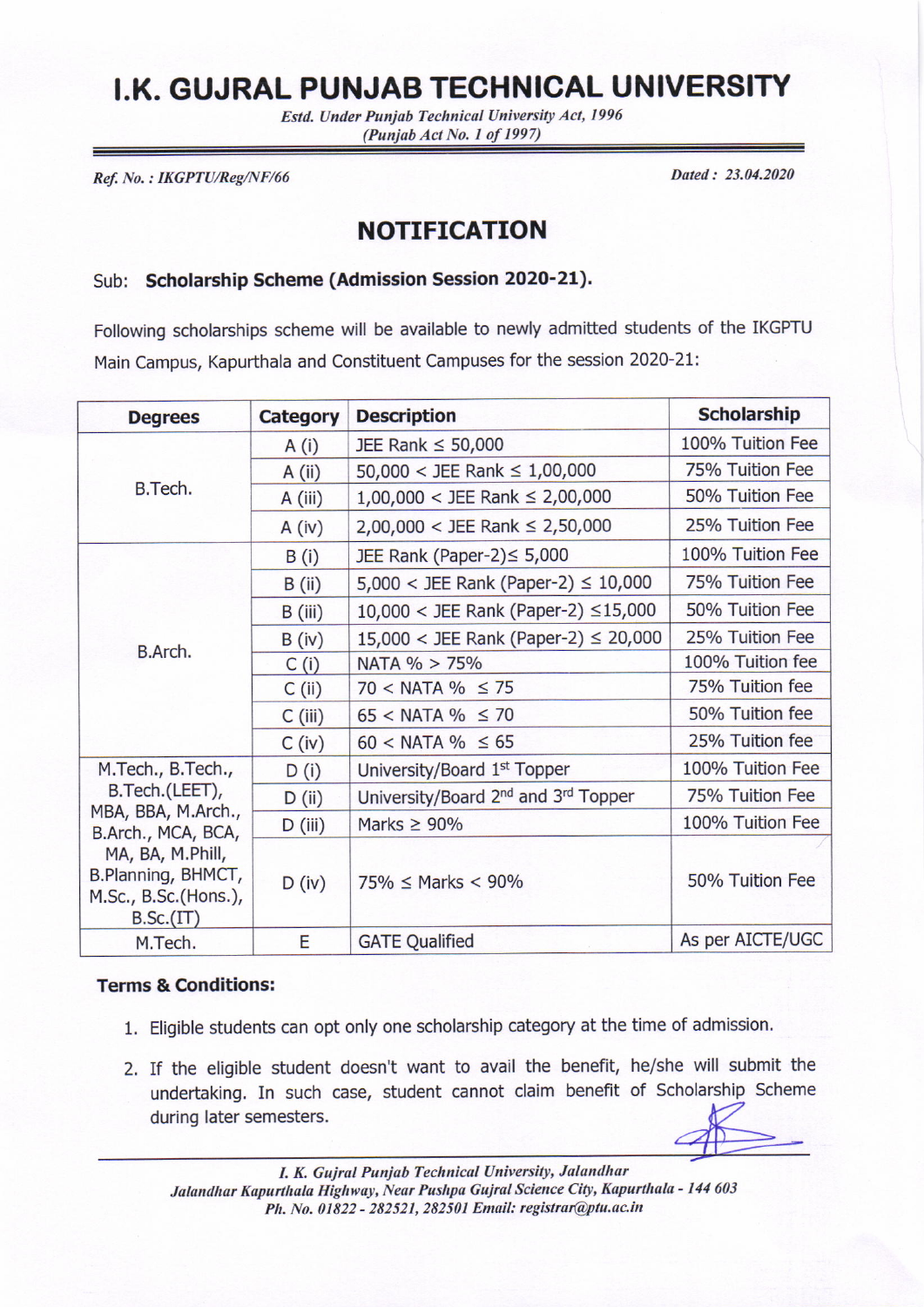# I.K. GUJRAL PUNJAB TECHNICAL UNIVERSITY

*Estd. Under Punjab Technical University Act, 1996*
*(Punjab Act No. 1 of 1997)*

*Ref. No. : IKGPTU/Reg/NF/66*

*Dated : 23.04.2020*

## NOTIFICATION

Sub: **Scholarship Scheme (Admission Session 2020-21).**

Following scholarships scheme will be available to newly admitted students of the IKGPTU Main Campus, Kapurthala and Constituent Campuses for the session 2020-21:

| Degrees | Category | Description | Scholarship |
|---|---|---|---|
| B.Tech. | A (i) | JEE Rank ≤ 50,000 | 100% Tuition Fee |
| | A (ii) | 50,000 < JEE Rank ≤ 1,00,000 | 75% Tuition Fee |
| | A (iii) | 1,00,000 < JEE Rank ≤ 2,00,000 | 50% Tuition Fee |
| | A (iv) | 2,00,000 < JEE Rank ≤ 2,50,000 | 25% Tuition Fee |
| B.Arch. | B (i) | JEE Rank (Paper-2)≤ 5,000 | 100% Tuition Fee |
| | B (ii) | 5,000 < JEE Rank (Paper-2) ≤ 10,000 | 75% Tuition Fee |
| | B (iii) | 10,000 < JEE Rank (Paper-2) ≤15,000 | 50% Tuition Fee |
| | B (iv) | 15,000 < JEE Rank (Paper-2) ≤ 20,000 | 25% Tuition Fee |
| | C (i) | NATA % > 75% | 100% Tuition fee |
| | C (ii) | 70 < NATA % ≤ 75 | 75% Tuition fee |
| | C (iii) | 65 < NATA % ≤ 70 | 50% Tuition fee |
| | C (iv) | 60 < NATA % ≤ 65 | 25% Tuition fee |
| M.Tech., B.Tech., B.Tech.(LEET), MBA, BBA, M.Arch., B.Arch., MCA, BCA, MA, BA, M.Phill, B.Planning, BHMCT, M.Sc., B.Sc.(Hons.), B.Sc.(IT) | D (i) | University/Board 1st Topper | 100% Tuition Fee |
| | D (ii) | University/Board 2nd and 3rd Topper | 75% Tuition Fee |
| | D (iii) | Marks ≥ 90% | 100% Tuition Fee |
| | D (iv) | 75% ≤ Marks < 90% | 50% Tuition Fee |
| M.Tech. | E | GATE Qualified | As per AICTE/UGC |

**Terms & Conditions:**

1. Eligible students can opt only one scholarship category at the time of admission.
2. If the eligible student doesn't want to avail the benefit, he/she will submit the undertaking. In such case, student cannot claim benefit of Scholarship Scheme during later semesters.

*I. K. Gujral Punjab Technical University, Jalandhar*
*Jalandhar Kapurthala Highway, Near Pushpa Gujral Science City, Kapurthala - 144 603*
*Ph. No. 01822 - 282521, 282501 Email: registrar@ptu.ac.in*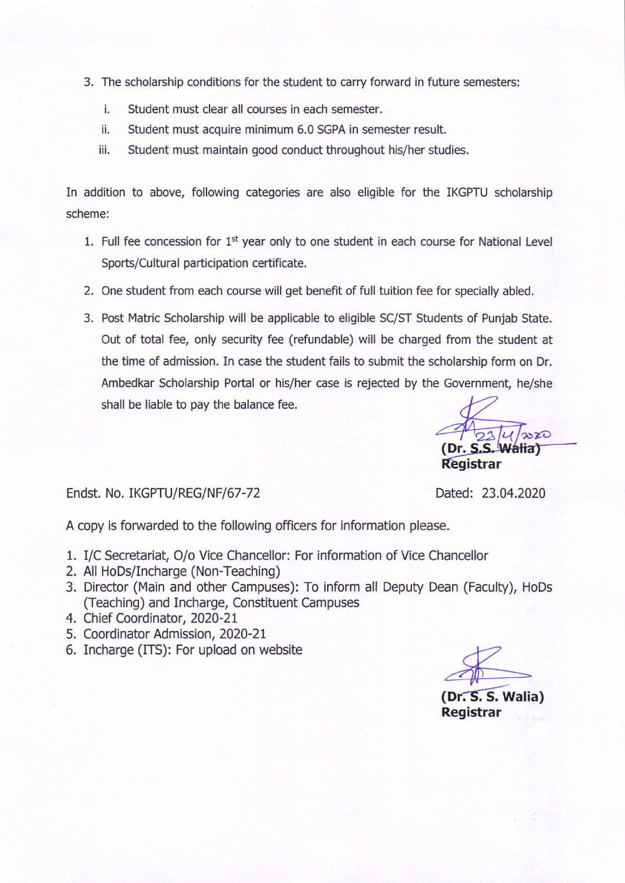3. The scholarship conditions for the student to carry forward in future semesters:

    i. Student must clear all courses in each semester.

    ii. Student must acquire minimum 6.0 SGPA in semester result.

    iii. Student must maintain good conduct throughout his/her studies.

In addition to above, following categories are also eligible for the IKGPTU scholarship scheme:

1. Full fee concession for 1st year only to one student in each course for National Level Sports/Cultural participation certificate.
2. One student from each course will get benefit of full tuition fee for specially abled.
3. Post Matric Scholarship will be applicable to eligible SC/ST Students of Punjab State. Out of total fee, only security fee (refundable) will be charged from the student at the time of admission. In case the student fails to submit the scholarship form on Dr. Ambedkar Scholarship Portal or his/her case is rejected by the Government, he/she shall be liable to pay the balance fee.

23/4/2020

**(Dr. S.S. Walia)**
**Registrar**

Endst. No. IKGPTU/REG/NF/67-72 Dated: 23.04.2020

A copy is forwarded to the following officers for information please.

1. I/C Secretariat, O/o Vice Chancellor: For information of Vice Chancellor
2. All HoDs/Incharge (Non-Teaching)
3. Director (Main and other Campuses): To inform all Deputy Dean (Faculty), HoDs (Teaching) and Incharge, Constituent Campuses
4. Chief Coordinator, 2020-21
5. Coordinator Admission, 2020-21
6. Incharge (ITS): For upload on website

**(Dr. S. S. Walia)**
**Registrar**